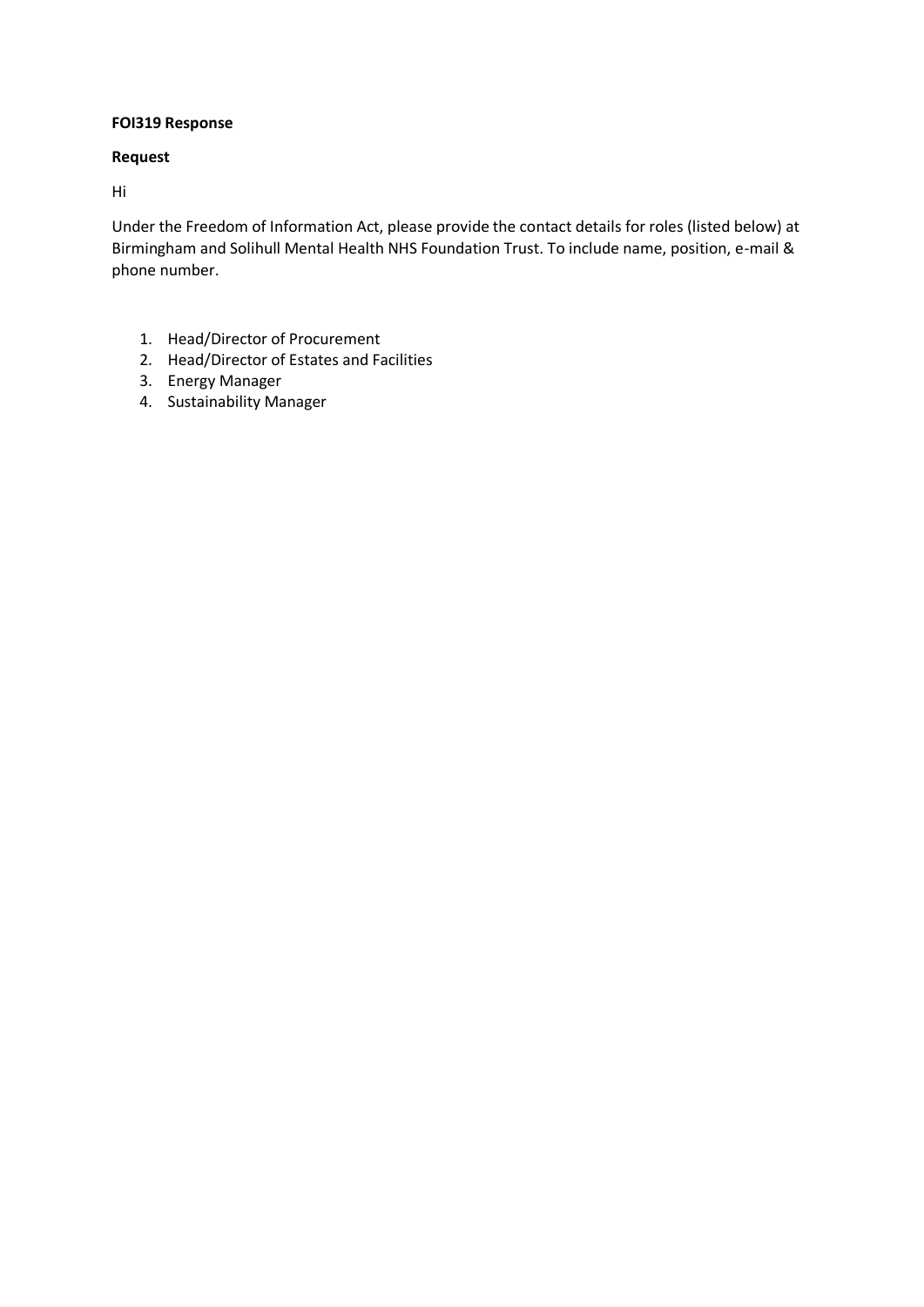**FOI319 Response**

**Request**

Hi

Under the Freedom of Information Act, please provide the contact details for roles (listed below) at Birmingham and Solihull Mental Health NHS Foundation Trust. To include name, position, e-mail & phone number.

1. Head/Director of Procurement
2. Head/Director of Estates and Facilities
3. Energy Manager
4. Sustainability Manager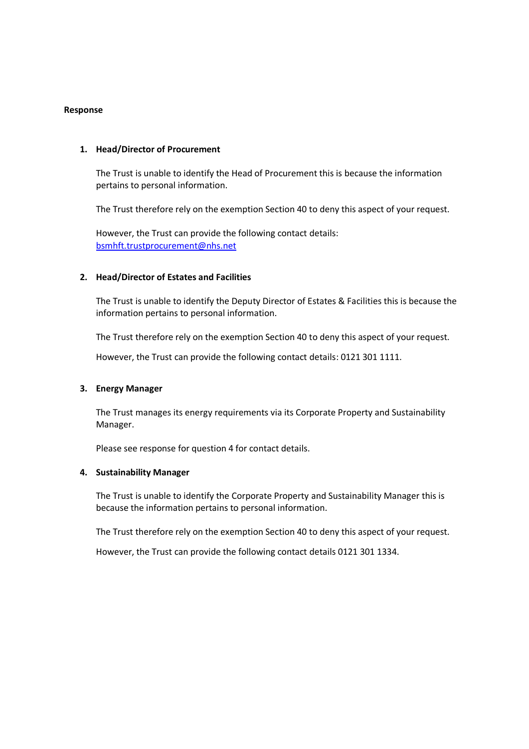**Response**

1. **Head/Director of Procurement**

   The Trust is unable to identify the Head of Procurement this is because the information pertains to personal information.

   The Trust therefore rely on the exemption Section 40 to deny this aspect of your request.

   However, the Trust can provide the following contact details: bsmhft.trustprocurement@nhs.net

2. **Head/Director of Estates and Facilities**

   The Trust is unable to identify the Deputy Director of Estates & Facilities this is because the information pertains to personal information.

   The Trust therefore rely on the exemption Section 40 to deny this aspect of your request.

   However, the Trust can provide the following contact details: 0121 301 1111.

3. **Energy Manager**

   The Trust manages its energy requirements via its Corporate Property and Sustainability Manager.

   Please see response for question 4 for contact details.

4. **Sustainability Manager**

   The Trust is unable to identify the Corporate Property and Sustainability Manager this is because the information pertains to personal information.

   The Trust therefore rely on the exemption Section 40 to deny this aspect of your request.

   However, the Trust can provide the following contact details 0121 301 1334.